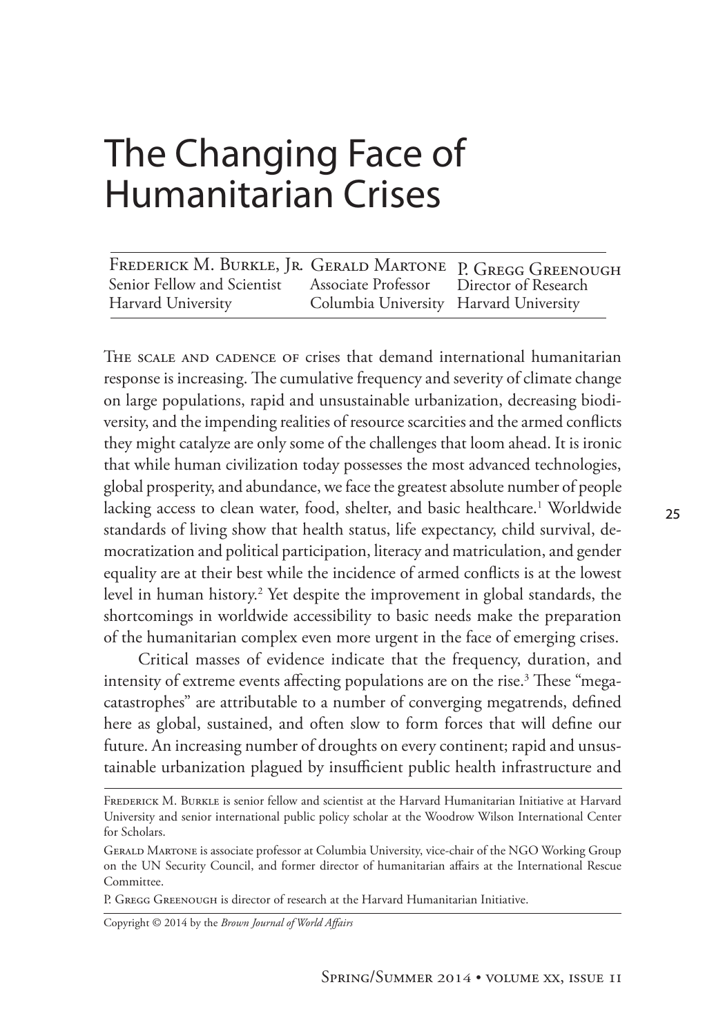# The Changing Face of Humanitarian Crises

| Frederick M. Burkle, Jr. | Gerald Martone | P. Gregg Greenough |
| --- | --- | --- |
| Senior Fellow and Scientist | Associate Professor | Director of Research |
| Harvard University | Columbia University | Harvard University |

The scale and cadence of crises that demand international humanitarian response is increasing. The cumulative frequency and severity of climate change on large populations, rapid and unsustainable urbanization, decreasing biodiversity, and the impending realities of resource scarcities and the armed conflicts they might catalyze are only some of the challenges that loom ahead. It is ironic that while human civilization today possesses the most advanced technologies, global prosperity, and abundance, we face the greatest absolute number of people lacking access to clean water, food, shelter, and basic healthcare.[1] Worldwide standards of living show that health status, life expectancy, child survival, democratization and political participation, literacy and matriculation, and gender equality are at their best while the incidence of armed conflicts is at the lowest level in human history.[2] Yet despite the improvement in global standards, the shortcomings in worldwide accessibility to basic needs make the preparation of the humanitarian complex even more urgent in the face of emerging crises.

Critical masses of evidence indicate that the frequency, duration, and intensity of extreme events affecting populations are on the rise.[3] These "mega-catastrophes" are attributable to a number of converging megatrends, defined here as global, sustained, and often slow to form forces that will define our future. An increasing number of droughts on every continent; rapid and unsustainable urbanization plagued by insufficient public health infrastructure and

---

Frederick M. Burkle is senior fellow and scientist at the Harvard Humanitarian Initiative at Harvard University and senior international public policy scholar at the Woodrow Wilson International Center for Scholars.

Gerald Martone is associate professor at Columbia University, vice-chair of the NGO Working Group on the UN Security Council, and former director of humanitarian affairs at the International Rescue Committee.

P. Gregg Greenough is director of research at the Harvard Humanitarian Initiative.

Copyright © 2014 by the *Brown Journal of World Affairs*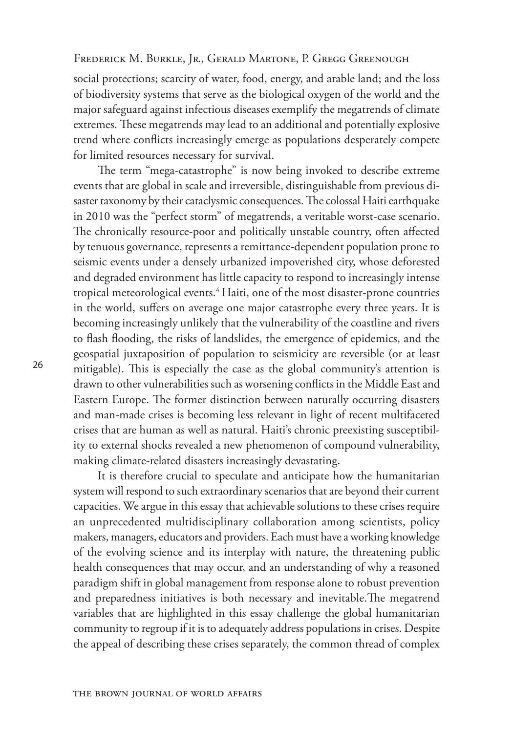social protections; scarcity of water, food, energy, and arable land; and the loss of biodiversity systems that serve as the biological oxygen of the world and the major safeguard against infectious diseases exemplify the megatrends of climate extremes. These megatrends may lead to an additional and potentially explosive trend where conflicts increasingly emerge as populations desperately compete for limited resources necessary for survival.

The term "mega-catastrophe" is now being invoked to describe extreme events that are global in scale and irreversible, distinguishable from previous disaster taxonomy by their cataclysmic consequences. The colossal Haiti earthquake in 2010 was the "perfect storm" of megatrends, a veritable worst-case scenario. The chronically resource-poor and politically unstable country, often affected by tenuous governance, represents a remittance-dependent population prone to seismic events under a densely urbanized impoverished city, whose deforested and degraded environment has little capacity to respond to increasingly intense tropical meteorological events.[4] Haiti, one of the most disaster-prone countries in the world, suffers on average one major catastrophe every three years. It is becoming increasingly unlikely that the vulnerability of the coastline and rivers to flash flooding, the risks of landslides, the emergence of epidemics, and the geospatial juxtaposition of population to seismicity are reversible (or at least mitigable). This is especially the case as the global community's attention is drawn to other vulnerabilities such as worsening conflicts in the Middle East and Eastern Europe. The former distinction between naturally occurring disasters and man-made crises is becoming less relevant in light of recent multifaceted crises that are human as well as natural. Haiti's chronic preexisting susceptibility to external shocks revealed a new phenomenon of compound vulnerability, making climate-related disasters increasingly devastating.

It is therefore crucial to speculate and anticipate how the humanitarian system will respond to such extraordinary scenarios that are beyond their current capacities. We argue in this essay that achievable solutions to these crises require an unprecedented multidisciplinary collaboration among scientists, policy makers, managers, educators and providers. Each must have a working knowledge of the evolving science and its interplay with nature, the threatening public health consequences that may occur, and an understanding of why a reasoned paradigm shift in global management from response alone to robust prevention and preparedness initiatives is both necessary and inevitable.The megatrend variables that are highlighted in this essay challenge the global humanitarian community to regroup if it is to adequately address populations in crises. Despite the appeal of describing these crises separately, the common thread of complex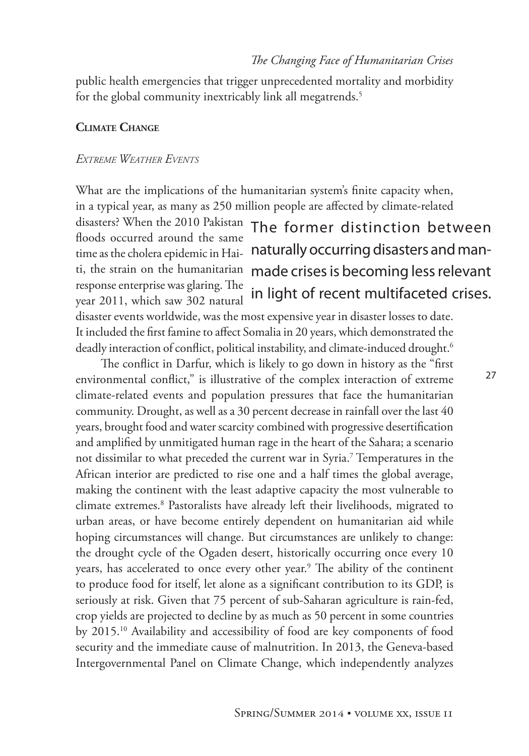public health emergencies that trigger unprecedented mortality and morbidity for the global community inextricably link all megatrends.[5]

## Climate Change

### *Extreme Weather Events*

What are the implications of the humanitarian system's finite capacity when, in a typical year, as many as 250 million people are affected by climate-related disasters? When the 2010 Pakistan floods occurred around the same time as the cholera epidemic in Haiti, the strain on the humanitarian response enterprise was glaring. The year 2011, which saw 302 natural disaster events worldwide, was the most expensive year in disaster losses to date. It included the first famine to affect Somalia in 20 years, which demonstrated the deadly interaction of conflict, political instability, and climate-induced drought.[6]

> The former distinction between naturally occurring disasters and man-made crises is becoming less relevant in light of recent multifaceted crises.

The conflict in Darfur, which is likely to go down in history as the "first environmental conflict," is illustrative of the complex interaction of extreme climate-related events and population pressures that face the humanitarian community. Drought, as well as a 30 percent decrease in rainfall over the last 40 years, brought food and water scarcity combined with progressive desertification and amplified by unmitigated human rage in the heart of the Sahara; a scenario not dissimilar to what preceded the current war in Syria.[7] Temperatures in the African interior are predicted to rise one and a half times the global average, making the continent with the least adaptive capacity the most vulnerable to climate extremes.[8] Pastoralists have already left their livelihoods, migrated to urban areas, or have become entirely dependent on humanitarian aid while hoping circumstances will change. But circumstances are unlikely to change: the drought cycle of the Ogaden desert, historically occurring once every 10 years, has accelerated to once every other year.[9] The ability of the continent to produce food for itself, let alone as a significant contribution to its GDP, is seriously at risk. Given that 75 percent of sub-Saharan agriculture is rain-fed, crop yields are projected to decline by as much as 50 percent in some countries by 2015.[10] Availability and accessibility of food are key components of food security and the immediate cause of malnutrition. In 2013, the Geneva-based Intergovernmental Panel on Climate Change, which independently analyzes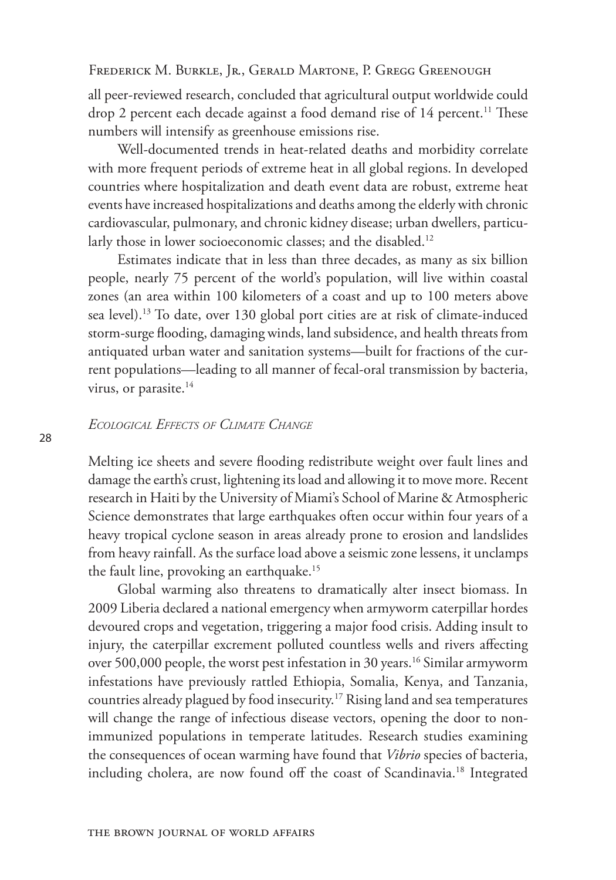all peer-reviewed research, concluded that agricultural output worldwide could drop 2 percent each decade against a food demand rise of 14 percent.[11] These numbers will intensify as greenhouse emissions rise.

Well-documented trends in heat-related deaths and morbidity correlate with more frequent periods of extreme heat in all global regions. In developed countries where hospitalization and death event data are robust, extreme heat events have increased hospitalizations and deaths among the elderly with chronic cardiovascular, pulmonary, and chronic kidney disease; urban dwellers, particularly those in lower socioeconomic classes; and the disabled.[12]

Estimates indicate that in less than three decades, as many as six billion people, nearly 75 percent of the world's population, will live within coastal zones (an area within 100 kilometers of a coast and up to 100 meters above sea level).[13] To date, over 130 global port cities are at risk of climate-induced storm-surge flooding, damaging winds, land subsidence, and health threats from antiquated urban water and sanitation systems—built for fractions of the current populations—leading to all manner of fecal-oral transmission by bacteria, virus, or parasite.[14]

### *Ecological Effects of Climate Change*

Melting ice sheets and severe flooding redistribute weight over fault lines and damage the earth's crust, lightening its load and allowing it to move more. Recent research in Haiti by the University of Miami's School of Marine & Atmospheric Science demonstrates that large earthquakes often occur within four years of a heavy tropical cyclone season in areas already prone to erosion and landslides from heavy rainfall. As the surface load above a seismic zone lessens, it unclamps the fault line, provoking an earthquake.[15]

Global warming also threatens to dramatically alter insect biomass. In 2009 Liberia declared a national emergency when armyworm caterpillar hordes devoured crops and vegetation, triggering a major food crisis. Adding insult to injury, the caterpillar excrement polluted countless wells and rivers affecting over 500,000 people, the worst pest infestation in 30 years.[16] Similar armyworm infestations have previously rattled Ethiopia, Somalia, Kenya, and Tanzania, countries already plagued by food insecurity.[17] Rising land and sea temperatures will change the range of infectious disease vectors, opening the door to non-immunized populations in temperate latitudes. Research studies examining the consequences of ocean warming have found that *Vibrio* species of bacteria, including cholera, are now found off the coast of Scandinavia.[18] Integrated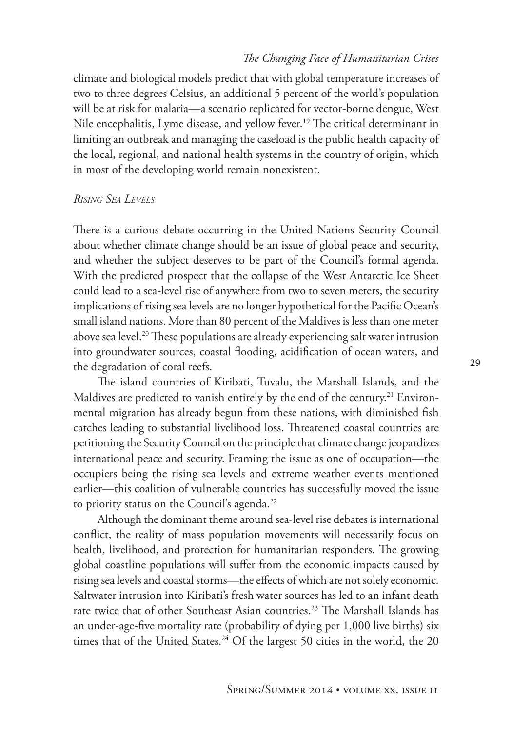climate and biological models predict that with global temperature increases of two to three degrees Celsius, an additional 5 percent of the world's population will be at risk for malaria—a scenario replicated for vector-borne dengue, West Nile encephalitis, Lyme disease, and yellow fever.[19] The critical determinant in limiting an outbreak and managing the caseload is the public health capacity of the local, regional, and national health systems in the country of origin, which in most of the developing world remain nonexistent.

### *Rising Sea Levels*

There is a curious debate occurring in the United Nations Security Council about whether climate change should be an issue of global peace and security, and whether the subject deserves to be part of the Council's formal agenda. With the predicted prospect that the collapse of the West Antarctic Ice Sheet could lead to a sea-level rise of anywhere from two to seven meters, the security implications of rising sea levels are no longer hypothetical for the Pacific Ocean's small island nations. More than 80 percent of the Maldives is less than one meter above sea level.[20] These populations are already experiencing salt water intrusion into groundwater sources, coastal flooding, acidification of ocean waters, and the degradation of coral reefs.

The island countries of Kiribati, Tuvalu, the Marshall Islands, and the Maldives are predicted to vanish entirely by the end of the century.[21] Environmental migration has already begun from these nations, with diminished fish catches leading to substantial livelihood loss. Threatened coastal countries are petitioning the Security Council on the principle that climate change jeopardizes international peace and security. Framing the issue as one of occupation—the occupiers being the rising sea levels and extreme weather events mentioned earlier—this coalition of vulnerable countries has successfully moved the issue to priority status on the Council's agenda.[22]

Although the dominant theme around sea-level rise debates is international conflict, the reality of mass population movements will necessarily focus on health, livelihood, and protection for humanitarian responders. The growing global coastline populations will suffer from the economic impacts caused by rising sea levels and coastal storms—the effects of which are not solely economic. Saltwater intrusion into Kiribati's fresh water sources has led to an infant death rate twice that of other Southeast Asian countries.[23] The Marshall Islands has an under-age-five mortality rate (probability of dying per 1,000 live births) six times that of the United States.[24] Of the largest 50 cities in the world, the 20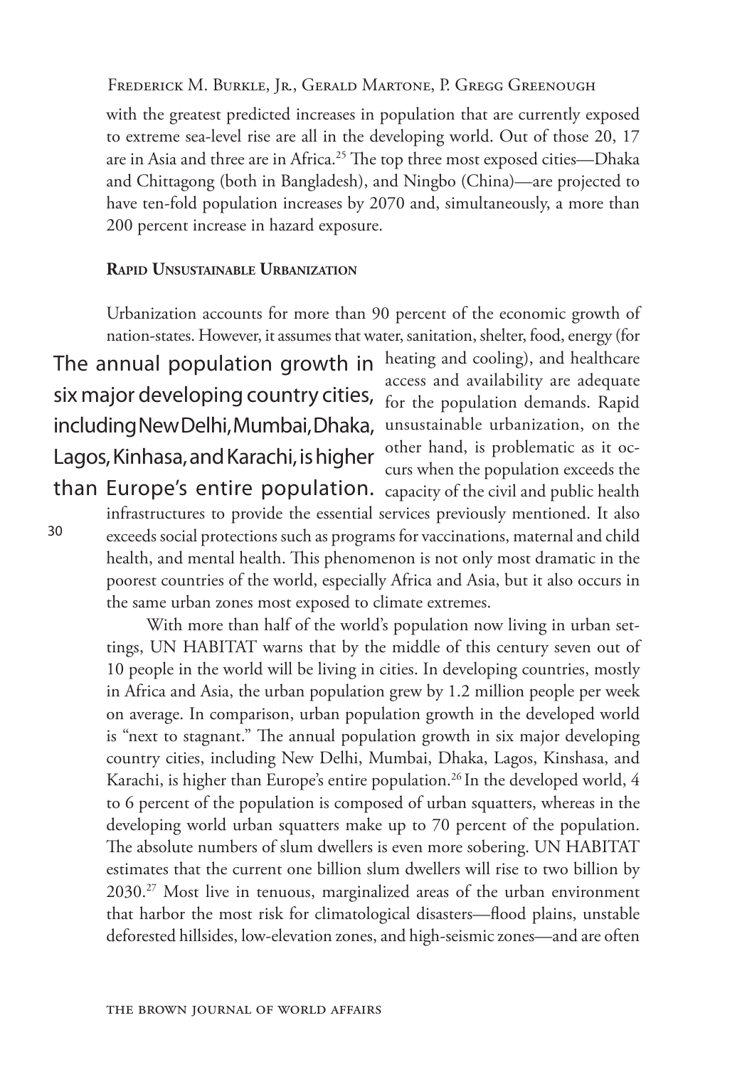with the greatest predicted increases in population that are currently exposed to extreme sea-level rise are all in the developing world. Out of those 20, 17 are in Asia and three are in Africa.[25] The top three most exposed cities—Dhaka and Chittagong (both in Bangladesh), and Ningbo (China)—are projected to have ten-fold population increases by 2070 and, simultaneously, a more than 200 percent increase in hazard exposure.

### Rapid Unsustainable Urbanization

Urbanization accounts for more than 90 percent of the economic growth of nation-states. However, it assumes that water, sanitation, shelter, food, energy (for heating and cooling), and healthcare access and availability are adequate for the population demands. Rapid unsustainable urbanization, on the other hand, is problematic as it occurs when the population exceeds the capacity of the civil and public health infrastructures to provide the essential services previously mentioned. It also exceeds social protections such as programs for vaccinations, maternal and child health, and mental health. This phenomenon is not only most dramatic in the poorest countries of the world, especially Africa and Asia, but it also occurs in the same urban zones most exposed to climate extremes.

> The annual population growth in six major developing country cities, including New Delhi, Mumbai, Dhaka, Lagos, Kinhasa, and Karachi, is higher than Europe's entire population.

With more than half of the world's population now living in urban settings, UN HABITAT warns that by the middle of this century seven out of 10 people in the world will be living in cities. In developing countries, mostly in Africa and Asia, the urban population grew by 1.2 million people per week on average. In comparison, urban population growth in the developed world is "next to stagnant." The annual population growth in six major developing country cities, including New Delhi, Mumbai, Dhaka, Lagos, Kinshasa, and Karachi, is higher than Europe's entire population.[26] In the developed world, 4 to 6 percent of the population is composed of urban squatters, whereas in the developing world urban squatters make up to 70 percent of the population. The absolute numbers of slum dwellers is even more sobering. UN HABITAT estimates that the current one billion slum dwellers will rise to two billion by 2030.[27] Most live in tenuous, marginalized areas of the urban environment that harbor the most risk for climatological disasters—flood plains, unstable deforested hillsides, low-elevation zones, and high-seismic zones—and are often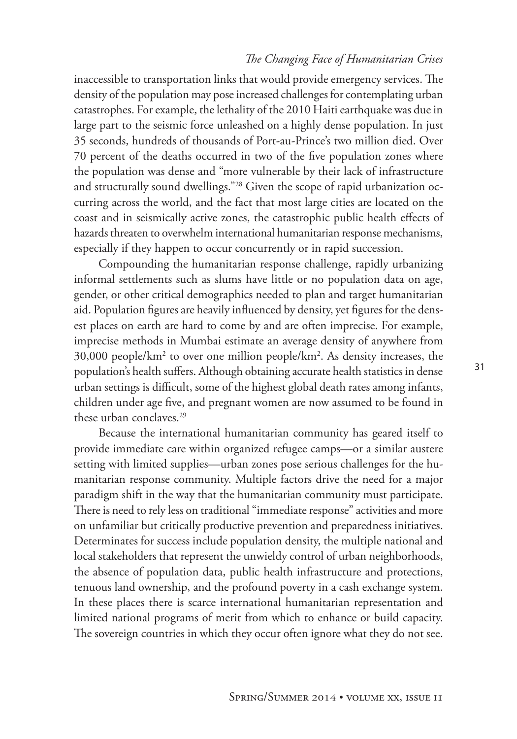inaccessible to transportation links that would provide emergency services. The density of the population may pose increased challenges for contemplating urban catastrophes. For example, the lethality of the 2010 Haiti earthquake was due in large part to the seismic force unleashed on a highly dense population. In just 35 seconds, hundreds of thousands of Port-au-Prince's two million died. Over 70 percent of the deaths occurred in two of the five population zones where the population was dense and "more vulnerable by their lack of infrastructure and structurally sound dwellings."[28] Given the scope of rapid urbanization occurring across the world, and the fact that most large cities are located on the coast and in seismically active zones, the catastrophic public health effects of hazards threaten to overwhelm international humanitarian response mechanisms, especially if they happen to occur concurrently or in rapid succession.

Compounding the humanitarian response challenge, rapidly urbanizing informal settlements such as slums have little or no population data on age, gender, or other critical demographics needed to plan and target humanitarian aid. Population figures are heavily influenced by density, yet figures for the densest places on earth are hard to come by and are often imprecise. For example, imprecise methods in Mumbai estimate an average density of anywhere from 30,000 people/km$^2$ to over one million people/km$^2$. As density increases, the population's health suffers. Although obtaining accurate health statistics in dense urban settings is difficult, some of the highest global death rates among infants, children under age five, and pregnant women are now assumed to be found in these urban conclaves.[29]

Because the international humanitarian community has geared itself to provide immediate care within organized refugee camps—or a similar austere setting with limited supplies—urban zones pose serious challenges for the humanitarian response community. Multiple factors drive the need for a major paradigm shift in the way that the humanitarian community must participate. There is need to rely less on traditional "immediate response" activities and more on unfamiliar but critically productive prevention and preparedness initiatives. Determinates for success include population density, the multiple national and local stakeholders that represent the unwieldy control of urban neighborhoods, the absence of population data, public health infrastructure and protections, tenuous land ownership, and the profound poverty in a cash exchange system. In these places there is scarce international humanitarian representation and limited national programs of merit from which to enhance or build capacity. The sovereign countries in which they occur often ignore what they do not see.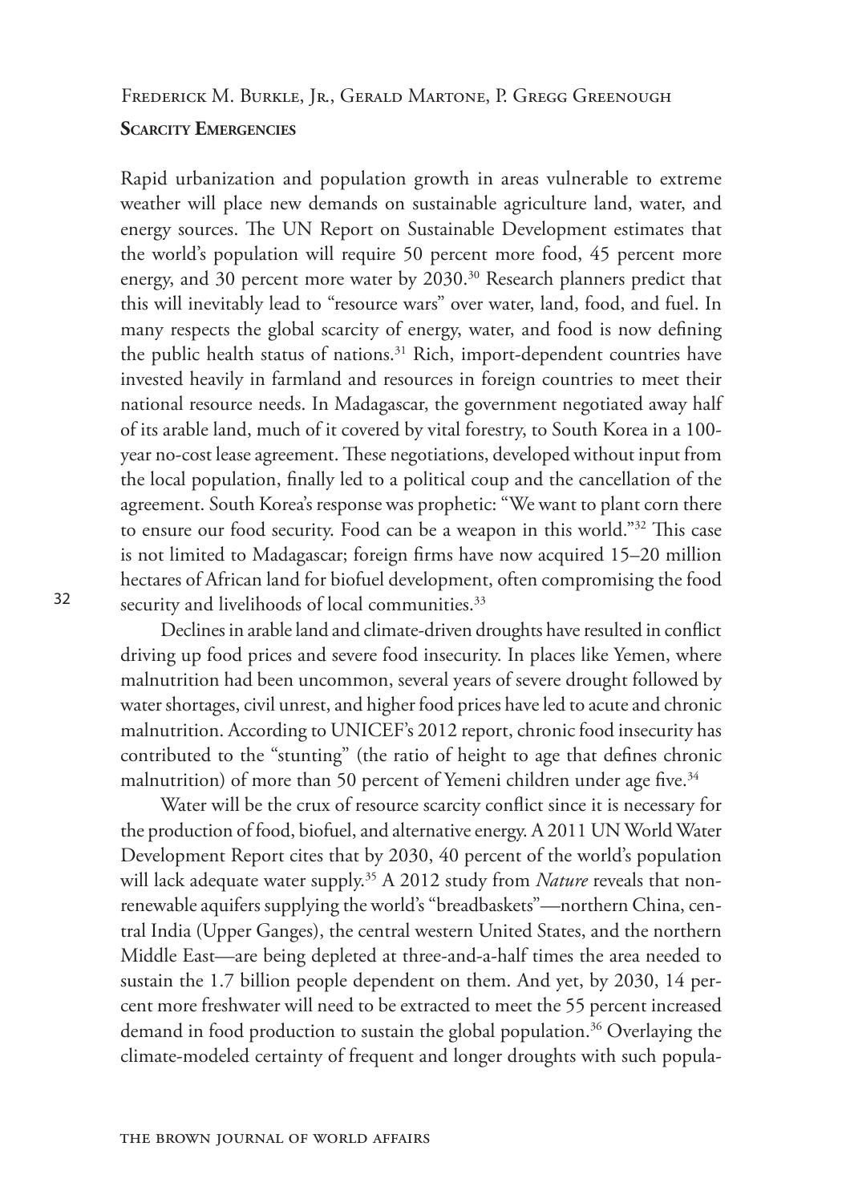## Scarcity Emergencies

Rapid urbanization and population growth in areas vulnerable to extreme weather will place new demands on sustainable agriculture land, water, and energy sources. The UN Report on Sustainable Development estimates that the world's population will require 50 percent more food, 45 percent more energy, and 30 percent more water by 2030.[30] Research planners predict that this will inevitably lead to "resource wars" over water, land, food, and fuel. In many respects the global scarcity of energy, water, and food is now defining the public health status of nations.[31] Rich, import-dependent countries have invested heavily in farmland and resources in foreign countries to meet their national resource needs. In Madagascar, the government negotiated away half of its arable land, much of it covered by vital forestry, to South Korea in a 100-year no-cost lease agreement. These negotiations, developed without input from the local population, finally led to a political coup and the cancellation of the agreement. South Korea's response was prophetic: "We want to plant corn there to ensure our food security. Food can be a weapon in this world."[32] This case is not limited to Madagascar; foreign firms have now acquired 15–20 million hectares of African land for biofuel development, often compromising the food security and livelihoods of local communities.[33]

Declines in arable land and climate-driven droughts have resulted in conflict driving up food prices and severe food insecurity. In places like Yemen, where malnutrition had been uncommon, several years of severe drought followed by water shortages, civil unrest, and higher food prices have led to acute and chronic malnutrition. According to UNICEF's 2012 report, chronic food insecurity has contributed to the "stunting" (the ratio of height to age that defines chronic malnutrition) of more than 50 percent of Yemeni children under age five.[34]

Water will be the crux of resource scarcity conflict since it is necessary for the production of food, biofuel, and alternative energy. A 2011 UN World Water Development Report cites that by 2030, 40 percent of the world's population will lack adequate water supply.[35] A 2012 study from *Nature* reveals that non-renewable aquifers supplying the world's "breadbaskets"—northern China, central India (Upper Ganges), the central western United States, and the northern Middle East—are being depleted at three-and-a-half times the area needed to sustain the 1.7 billion people dependent on them. And yet, by 2030, 14 percent more freshwater will need to be extracted to meet the 55 percent increased demand in food production to sustain the global population.[36] Overlaying the climate-modeled certainty of frequent and longer droughts with such popula-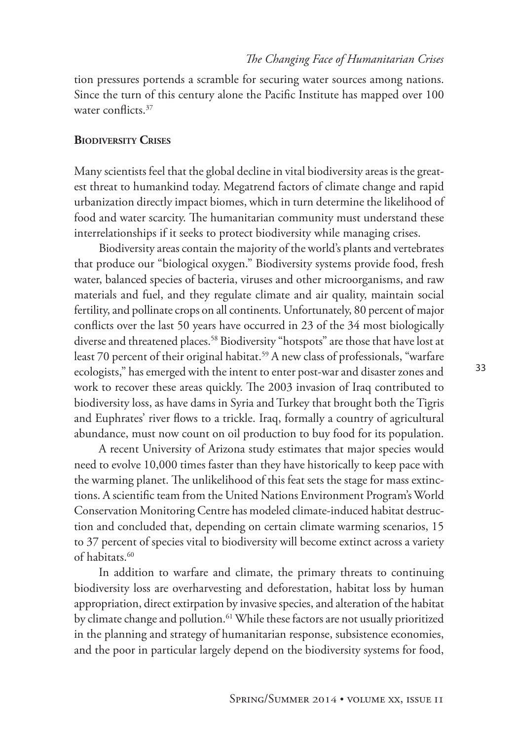tion pressures portends a scramble for securing water sources among nations. Since the turn of this century alone the Pacific Institute has mapped over 100 water conflicts.[37]

## Biodiversity Crises

Many scientists feel that the global decline in vital biodiversity areas is the greatest threat to humankind today. Megatrend factors of climate change and rapid urbanization directly impact biomes, which in turn determine the likelihood of food and water scarcity. The humanitarian community must understand these interrelationships if it seeks to protect biodiversity while managing crises.

Biodiversity areas contain the majority of the world's plants and vertebrates that produce our "biological oxygen." Biodiversity systems provide food, fresh water, balanced species of bacteria, viruses and other microorganisms, and raw materials and fuel, and they regulate climate and air quality, maintain social fertility, and pollinate crops on all continents. Unfortunately, 80 percent of major conflicts over the last 50 years have occurred in 23 of the 34 most biologically diverse and threatened places.[58] Biodiversity "hotspots" are those that have lost at least 70 percent of their original habitat.[59] A new class of professionals, "warfare ecologists," has emerged with the intent to enter post-war and disaster zones and work to recover these areas quickly. The 2003 invasion of Iraq contributed to biodiversity loss, as have dams in Syria and Turkey that brought both the Tigris and Euphrates' river flows to a trickle. Iraq, formally a country of agricultural abundance, must now count on oil production to buy food for its population.

A recent University of Arizona study estimates that major species would need to evolve 10,000 times faster than they have historically to keep pace with the warming planet. The unlikelihood of this feat sets the stage for mass extinctions. A scientific team from the United Nations Environment Program's World Conservation Monitoring Centre has modeled climate-induced habitat destruction and concluded that, depending on certain climate warming scenarios, 15 to 37 percent of species vital to biodiversity will become extinct across a variety of habitats.[60]

In addition to warfare and climate, the primary threats to continuing biodiversity loss are overharvesting and deforestation, habitat loss by human appropriation, direct extirpation by invasive species, and alteration of the habitat by climate change and pollution.[61] While these factors are not usually prioritized in the planning and strategy of humanitarian response, subsistence economies, and the poor in particular largely depend on the biodiversity systems for food,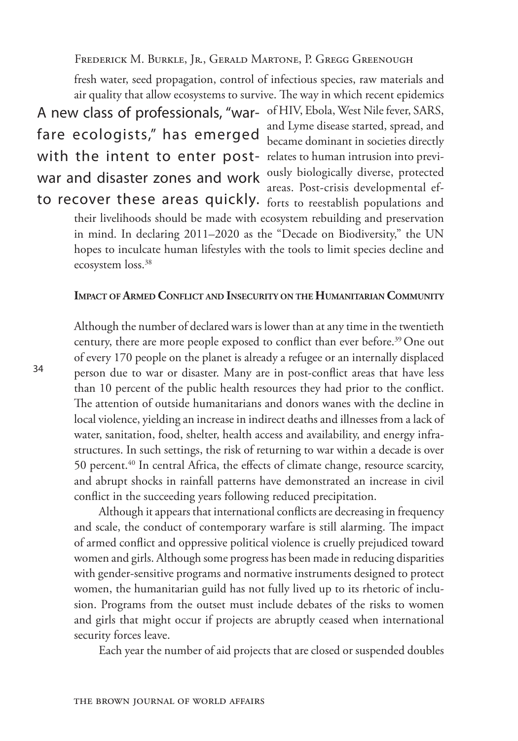fresh water, seed propagation, control of infectious species, raw materials and air quality that allow ecosystems to survive. The way in which recent epidemics of HIV, Ebola, West Nile fever, SARS, and Lyme disease started, spread, and became dominant in societies directly relates to human intrusion into previously biologically diverse, protected areas. Post-crisis developmental efforts to reestablish populations and their livelihoods should be made with ecosystem rebuilding and preservation in mind. In declaring 2011–2020 as the "Decade on Biodiversity," the UN hopes to inculcate human lifestyles with the tools to limit species decline and ecosystem loss.[38]

A new class of professionals, "warfare ecologists," has emerged with the intent to enter post-war and disaster zones and work to recover these areas quickly.

## Impact of Armed Conflict and Insecurity on the Humanitarian Community

Although the number of declared wars is lower than at any time in the twentieth century, there are more people exposed to conflict than ever before.[39] One out of every 170 people on the planet is already a refugee or an internally displaced person due to war or disaster. Many are in post-conflict areas that have less than 10 percent of the public health resources they had prior to the conflict. The attention of outside humanitarians and donors wanes with the decline in local violence, yielding an increase in indirect deaths and illnesses from a lack of water, sanitation, food, shelter, health access and availability, and energy infrastructures. In such settings, the risk of returning to war within a decade is over 50 percent.[40] In central Africa, the effects of climate change, resource scarcity, and abrupt shocks in rainfall patterns have demonstrated an increase in civil conflict in the succeeding years following reduced precipitation.

Although it appears that international conflicts are decreasing in frequency and scale, the conduct of contemporary warfare is still alarming. The impact of armed conflict and oppressive political violence is cruelly prejudiced toward women and girls. Although some progress has been made in reducing disparities with gender-sensitive programs and normative instruments designed to protect women, the humanitarian guild has not fully lived up to its rhetoric of inclusion. Programs from the outset must include debates of the risks to women and girls that might occur if projects are abruptly ceased when international security forces leave.

Each year the number of aid projects that are closed or suspended doubles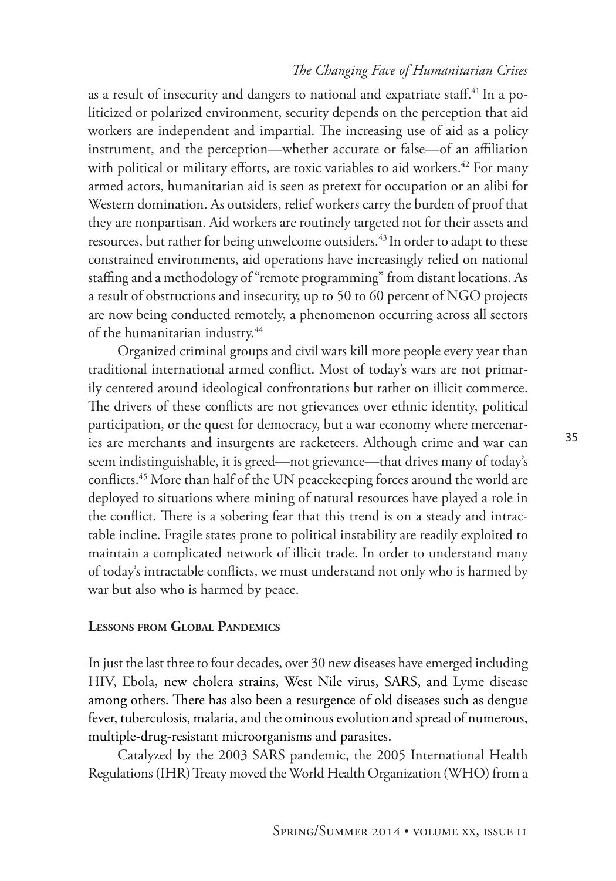as a result of insecurity and dangers to national and expatriate staff.[41] In a politicized or polarized environment, security depends on the perception that aid workers are independent and impartial. The increasing use of aid as a policy instrument, and the perception—whether accurate or false—of an affiliation with political or military efforts, are toxic variables to aid workers.[42] For many armed actors, humanitarian aid is seen as pretext for occupation or an alibi for Western domination. As outsiders, relief workers carry the burden of proof that they are nonpartisan. Aid workers are routinely targeted not for their assets and resources, but rather for being unwelcome outsiders.[43] In order to adapt to these constrained environments, aid operations have increasingly relied on national staffing and a methodology of "remote programming" from distant locations. As a result of obstructions and insecurity, up to 50 to 60 percent of NGO projects are now being conducted remotely, a phenomenon occurring across all sectors of the humanitarian industry.[44]

Organized criminal groups and civil wars kill more people every year than traditional international armed conflict. Most of today's wars are not primarily centered around ideological confrontations but rather on illicit commerce. The drivers of these conflicts are not grievances over ethnic identity, political participation, or the quest for democracy, but a war economy where mercenaries are merchants and insurgents are racketeers. Although crime and war can seem indistinguishable, it is greed—not grievance—that drives many of today's conflicts.[45] More than half of the UN peacekeeping forces around the world are deployed to situations where mining of natural resources have played a role in the conflict. There is a sobering fear that this trend is on a steady and intractable incline. Fragile states prone to political instability are readily exploited to maintain a complicated network of illicit trade. In order to understand many of today's intractable conflicts, we must understand not only who is harmed by war but also who is harmed by peace.

## Lessons from Global Pandemics

In just the last three to four decades, over 30 new diseases have emerged including HIV, Ebola, new cholera strains, West Nile virus, SARS, and Lyme disease among others. There has also been a resurgence of old diseases such as dengue fever, tuberculosis, malaria, and the ominous evolution and spread of numerous, multiple-drug-resistant microorganisms and parasites.

Catalyzed by the 2003 SARS pandemic, the 2005 International Health Regulations (IHR) Treaty moved the World Health Organization (WHO) from a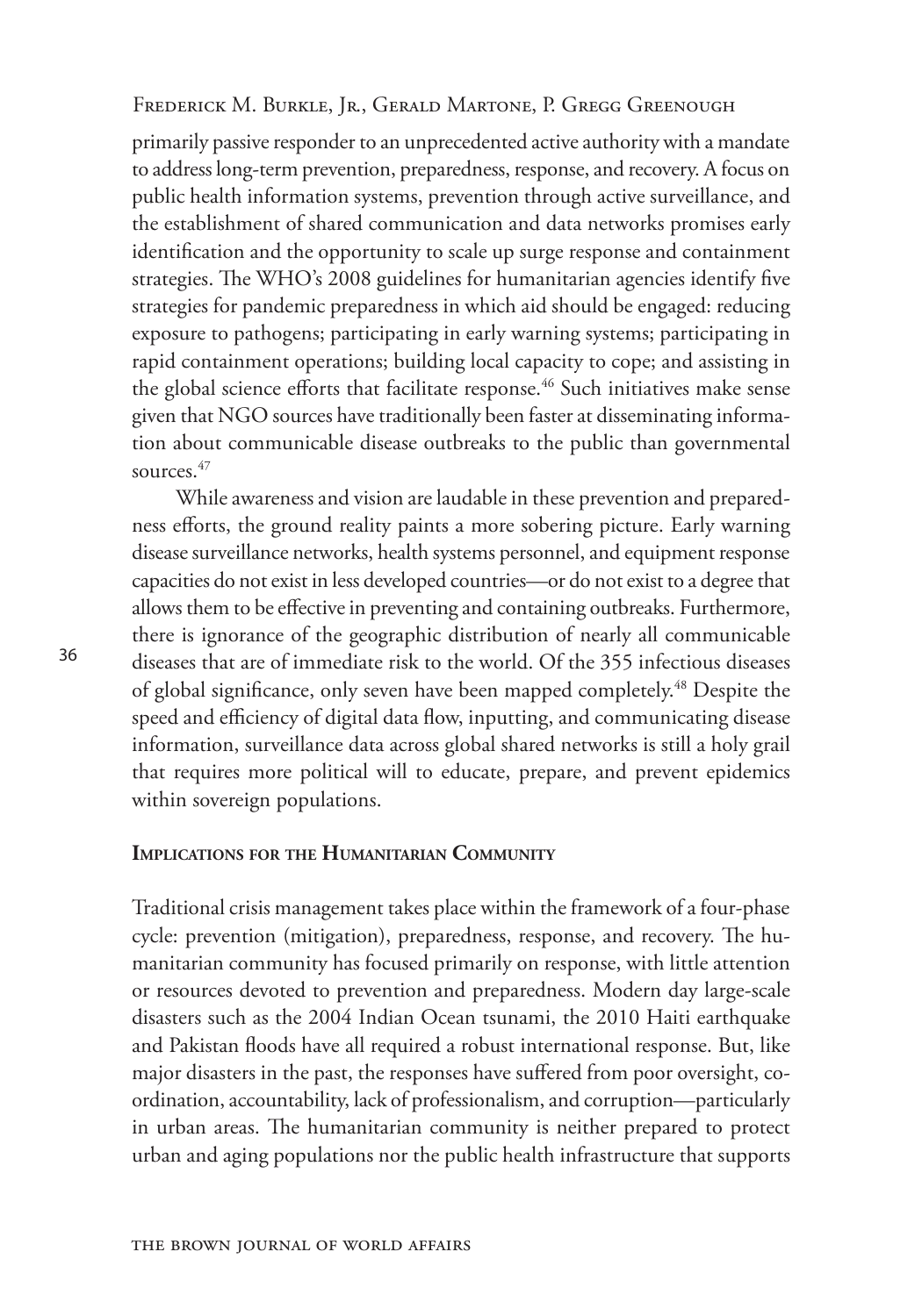primarily passive responder to an unprecedented active authority with a mandate to address long-term prevention, preparedness, response, and recovery. A focus on public health information systems, prevention through active surveillance, and the establishment of shared communication and data networks promises early identification and the opportunity to scale up surge response and containment strategies. The WHO's 2008 guidelines for humanitarian agencies identify five strategies for pandemic preparedness in which aid should be engaged: reducing exposure to pathogens; participating in early warning systems; participating in rapid containment operations; building local capacity to cope; and assisting in the global science efforts that facilitate response.[46] Such initiatives make sense given that NGO sources have traditionally been faster at disseminating information about communicable disease outbreaks to the public than governmental sources.[47]

While awareness and vision are laudable in these prevention and preparedness efforts, the ground reality paints a more sobering picture. Early warning disease surveillance networks, health systems personnel, and equipment response capacities do not exist in less developed countries—or do not exist to a degree that allows them to be effective in preventing and containing outbreaks. Furthermore, there is ignorance of the geographic distribution of nearly all communicable diseases that are of immediate risk to the world. Of the 355 infectious diseases of global significance, only seven have been mapped completely.[48] Despite the speed and efficiency of digital data flow, inputting, and communicating disease information, surveillance data across global shared networks is still a holy grail that requires more political will to educate, prepare, and prevent epidemics within sovereign populations.

## Implications for the Humanitarian Community

Traditional crisis management takes place within the framework of a four-phase cycle: prevention (mitigation), preparedness, response, and recovery. The humanitarian community has focused primarily on response, with little attention or resources devoted to prevention and preparedness. Modern day large-scale disasters such as the 2004 Indian Ocean tsunami, the 2010 Haiti earthquake and Pakistan floods have all required a robust international response. But, like major disasters in the past, the responses have suffered from poor oversight, coordination, accountability, lack of professionalism, and corruption—particularly in urban areas. The humanitarian community is neither prepared to protect urban and aging populations nor the public health infrastructure that supports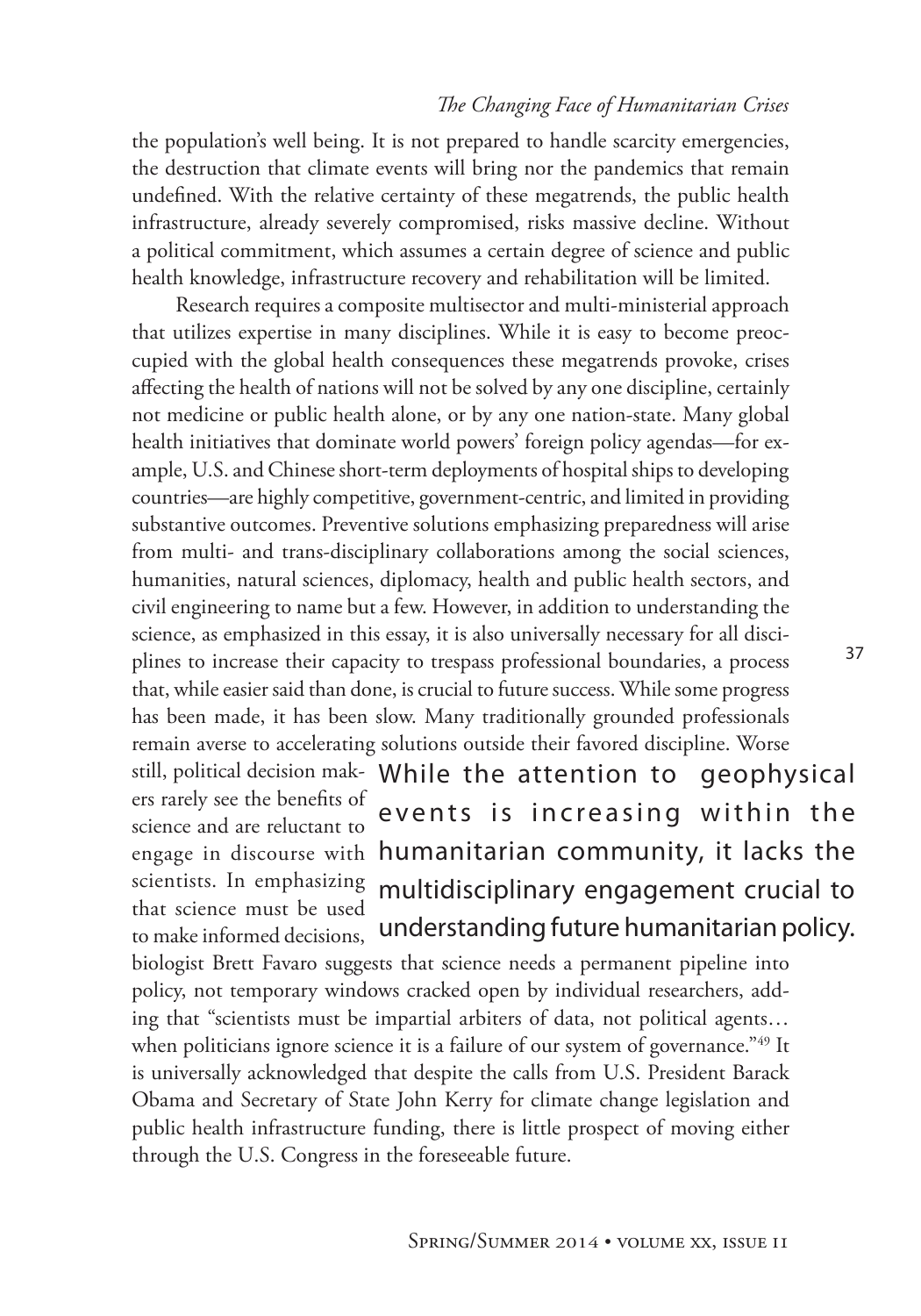the population's well being. It is not prepared to handle scarcity emergencies, the destruction that climate events will bring nor the pandemics that remain undefined. With the relative certainty of these megatrends, the public health infrastructure, already severely compromised, risks massive decline. Without a political commitment, which assumes a certain degree of science and public health knowledge, infrastructure recovery and rehabilitation will be limited.

Research requires a composite multisector and multi-ministerial approach that utilizes expertise in many disciplines. While it is easy to become preoccupied with the global health consequences these megatrends provoke, crises affecting the health of nations will not be solved by any one discipline, certainly not medicine or public health alone, or by any one nation-state. Many global health initiatives that dominate world powers' foreign policy agendas—for example, U.S. and Chinese short-term deployments of hospital ships to developing countries—are highly competitive, government-centric, and limited in providing substantive outcomes. Preventive solutions emphasizing preparedness will arise from multi- and trans-disciplinary collaborations among the social sciences, humanities, natural sciences, diplomacy, health and public health sectors, and civil engineering to name but a few. However, in addition to understanding the science, as emphasized in this essay, it is also universally necessary for all disciplines to increase their capacity to trespass professional boundaries, a process that, while easier said than done, is crucial to future success. While some progress has been made, it has been slow. Many traditionally grounded professionals remain averse to accelerating solutions outside their favored discipline. Worse still, political decision makers rarely see the benefits of science and are reluctant to engage in discourse with scientists. In emphasizing that science must be used to make informed decisions, biologist Brett Favaro suggests that science needs a permanent pipeline into policy, not temporary windows cracked open by individual researchers, adding that "scientists must be impartial arbiters of data, not political agents… when politicians ignore science it is a failure of our system of governance."[49] It is universally acknowledged that despite the calls from U.S. President Barack Obama and Secretary of State John Kerry for climate change legislation and public health infrastructure funding, there is little prospect of moving either through the U.S. Congress in the foreseeable future.

> While the attention to geophysical events is increasing within the humanitarian community, it lacks the multidisciplinary engagement crucial to understanding future humanitarian policy.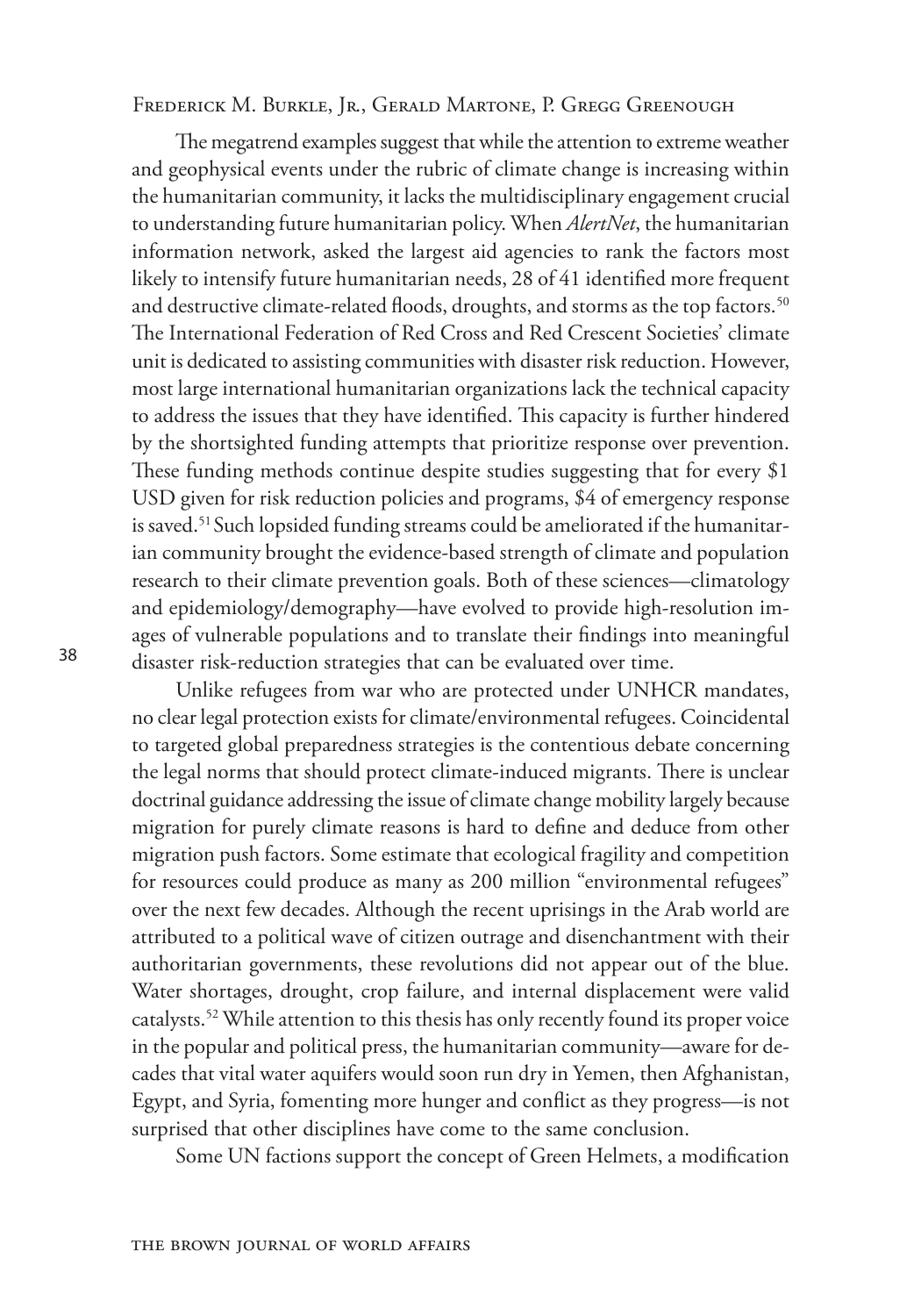The megatrend examples suggest that while the attention to extreme weather and geophysical events under the rubric of climate change is increasing within the humanitarian community, it lacks the multidisciplinary engagement crucial to understanding future humanitarian policy. When *AlertNet*, the humanitarian information network, asked the largest aid agencies to rank the factors most likely to intensify future humanitarian needs, 28 of 41 identified more frequent and destructive climate-related floods, droughts, and storms as the top factors.[50] The International Federation of Red Cross and Red Crescent Societies' climate unit is dedicated to assisting communities with disaster risk reduction. However, most large international humanitarian organizations lack the technical capacity to address the issues that they have identified. This capacity is further hindered by the shortsighted funding attempts that prioritize response over prevention. These funding methods continue despite studies suggesting that for every $1 USD given for risk reduction policies and programs, $4 of emergency response is saved.[51] Such lopsided funding streams could be ameliorated if the humanitarian community brought the evidence-based strength of climate and population research to their climate prevention goals. Both of these sciences—climatology and epidemiology/demography—have evolved to provide high-resolution images of vulnerable populations and to translate their findings into meaningful disaster risk-reduction strategies that can be evaluated over time.

Unlike refugees from war who are protected under UNHCR mandates, no clear legal protection exists for climate/environmental refugees. Coincidental to targeted global preparedness strategies is the contentious debate concerning the legal norms that should protect climate-induced migrants. There is unclear doctrinal guidance addressing the issue of climate change mobility largely because migration for purely climate reasons is hard to define and deduce from other migration push factors. Some estimate that ecological fragility and competition for resources could produce as many as 200 million "environmental refugees" over the next few decades. Although the recent uprisings in the Arab world are attributed to a political wave of citizen outrage and disenchantment with their authoritarian governments, these revolutions did not appear out of the blue. Water shortages, drought, crop failure, and internal displacement were valid catalysts.[52] While attention to this thesis has only recently found its proper voice in the popular and political press, the humanitarian community—aware for decades that vital water aquifers would soon run dry in Yemen, then Afghanistan, Egypt, and Syria, fomenting more hunger and conflict as they progress—is not surprised that other disciplines have come to the same conclusion.

Some UN factions support the concept of Green Helmets, a modification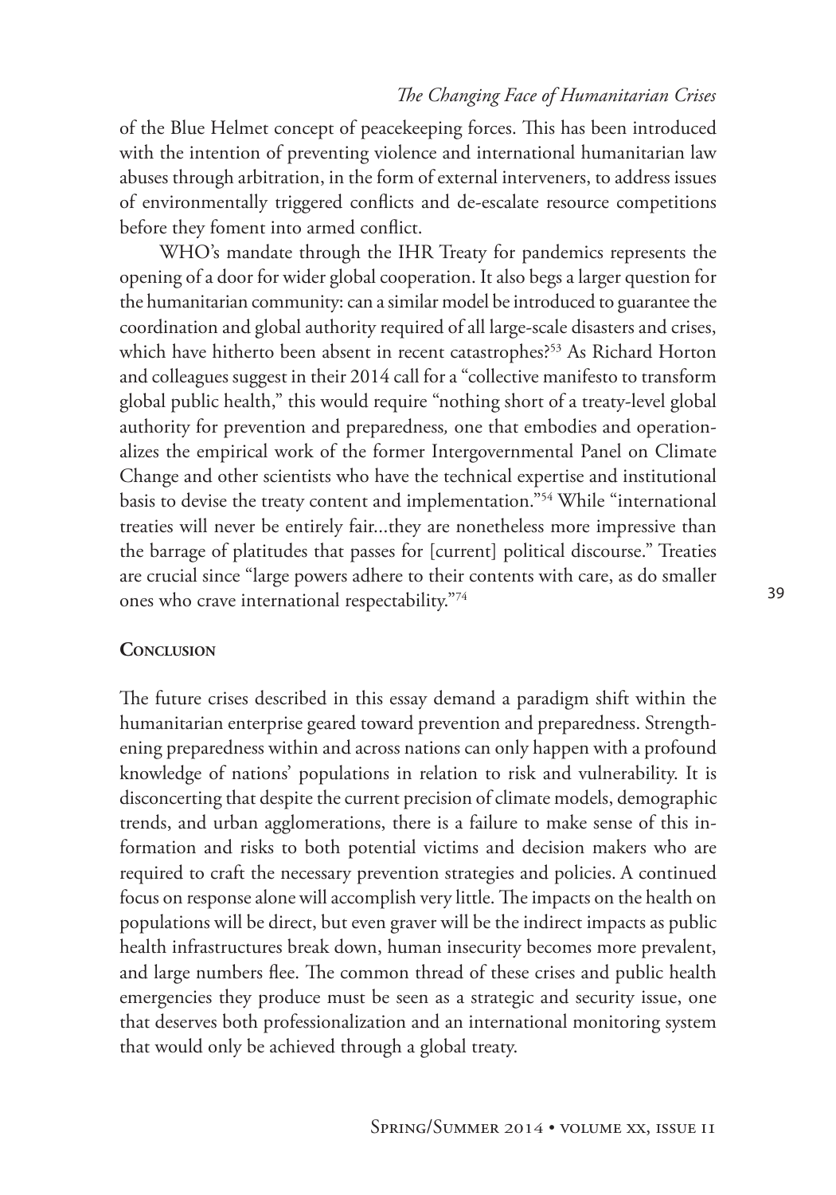of the Blue Helmet concept of peacekeeping forces. This has been introduced with the intention of preventing violence and international humanitarian law abuses through arbitration, in the form of external interveners, to address issues of environmentally triggered conflicts and de-escalate resource competitions before they foment into armed conflict.

WHO's mandate through the IHR Treaty for pandemics represents the opening of a door for wider global cooperation. It also begs a larger question for the humanitarian community: can a similar model be introduced to guarantee the coordination and global authority required of all large-scale disasters and crises, which have hitherto been absent in recent catastrophes?[53] As Richard Horton and colleagues suggest in their 2014 call for a "collective manifesto to transform global public health," this would require "nothing short of a treaty-level global authority for prevention and preparedness*,* one that embodies and operationalizes the empirical work of the former Intergovernmental Panel on Climate Change and other scientists who have the technical expertise and institutional basis to devise the treaty content and implementation."[54] While "international treaties will never be entirely fair...they are nonetheless more impressive than the barrage of platitudes that passes for [current] political discourse." Treaties are crucial since "large powers adhere to their contents with care, as do smaller ones who crave international respectability."[74]

## Conclusion

The future crises described in this essay demand a paradigm shift within the humanitarian enterprise geared toward prevention and preparedness. Strengthening preparedness within and across nations can only happen with a profound knowledge of nations' populations in relation to risk and vulnerability. It is disconcerting that despite the current precision of climate models, demographic trends, and urban agglomerations, there is a failure to make sense of this information and risks to both potential victims and decision makers who are required to craft the necessary prevention strategies and policies. A continued focus on response alone will accomplish very little. The impacts on the health on populations will be direct, but even graver will be the indirect impacts as public health infrastructures break down, human insecurity becomes more prevalent, and large numbers flee. The common thread of these crises and public health emergencies they produce must be seen as a strategic and security issue, one that deserves both professionalization and an international monitoring system that would only be achieved through a global treaty.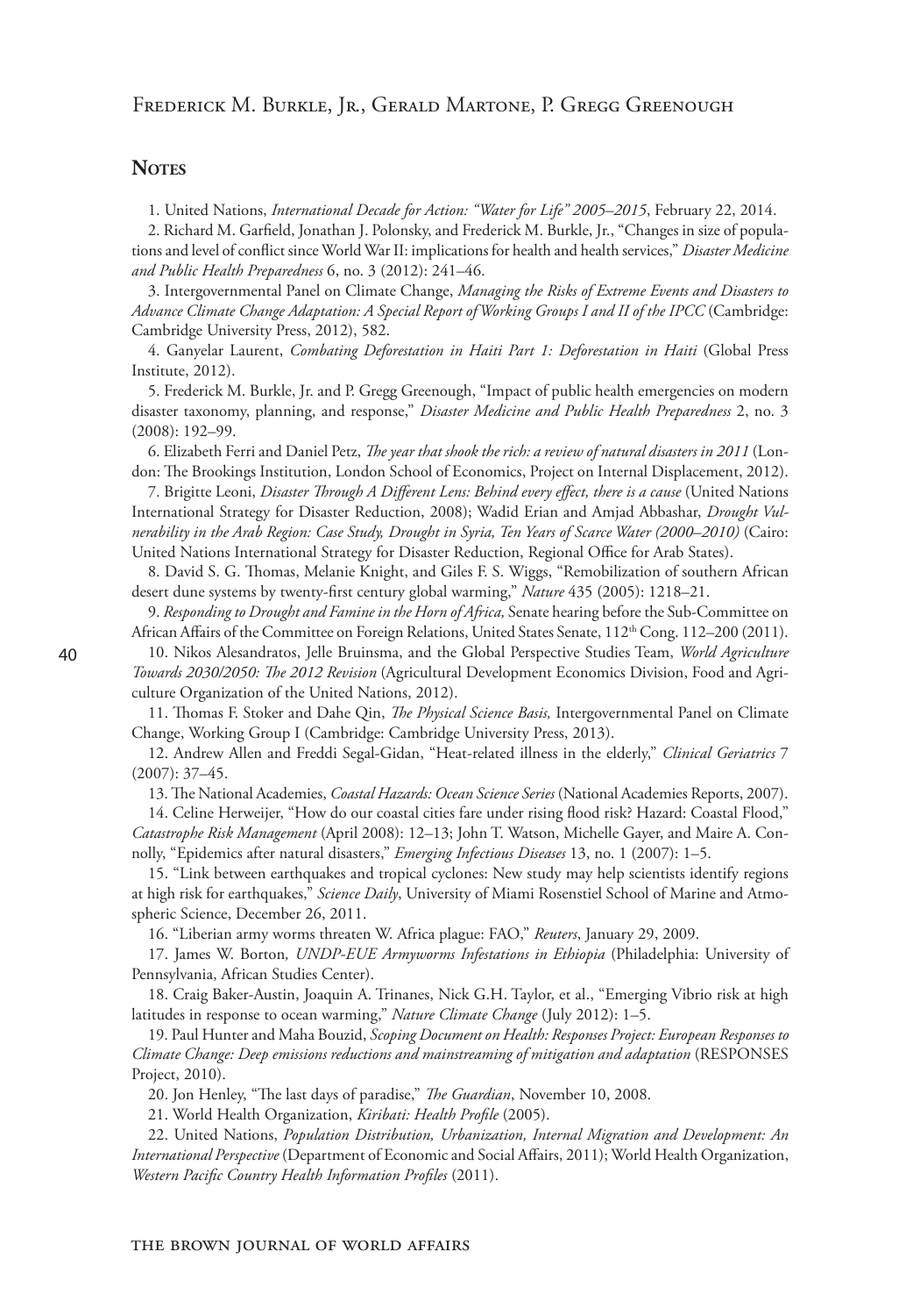## Notes

1. United Nations, *International Decade for Action: "Water for Life" 2005–2015*, February 22, 2014.

2. Richard M. Garfield, Jonathan J. Polonsky, and Frederick M. Burkle, Jr., "Changes in size of populations and level of conflict since World War II: implications for health and health services," *Disaster Medicine and Public Health Preparedness* 6, no. 3 (2012): 241–46.

3. Intergovernmental Panel on Climate Change, *Managing the Risks of Extreme Events and Disasters to Advance Climate Change Adaptation: A Special Report of Working Groups I and II of the IPCC* (Cambridge: Cambridge University Press, 2012), 582.

4. Ganyelar Laurent, *Combating Deforestation in Haiti Part 1: Deforestation in Haiti* (Global Press Institute, 2012).

5. Frederick M. Burkle, Jr. and P. Gregg Greenough, "Impact of public health emergencies on modern disaster taxonomy, planning, and response," *Disaster Medicine and Public Health Preparedness* 2, no. 3 (2008): 192–99.

6. Elizabeth Ferri and Daniel Petz, *The year that shook the rich: a review of natural disasters in 2011* (London: The Brookings Institution, London School of Economics, Project on Internal Displacement, 2012).

7. Brigitte Leoni, *Disaster Through A Different Lens: Behind every effect, there is a cause* (United Nations International Strategy for Disaster Reduction, 2008); Wadid Erian and Amjad Abbashar, *Drought Vulnerability in the Arab Region: Case Study, Drought in Syria, Ten Years of Scarce Water (2000–2010)* (Cairo: United Nations International Strategy for Disaster Reduction, Regional Office for Arab States).

8. David S. G. Thomas, Melanie Knight, and Giles F. S. Wiggs, "Remobilization of southern African desert dune systems by twenty-first century global warming," *Nature* 435 (2005): 1218–21.

9. *Responding to Drought and Famine in the Horn of Africa,* Senate hearing before the Sub-Committee on African Affairs of the Committee on Foreign Relations, United States Senate, 112th Cong. 112–200 (2011).

10. Nikos Alesandratos, Jelle Bruinsma, and the Global Perspective Studies Team, *World Agriculture Towards 2030/2050: The 2012 Revision* (Agricultural Development Economics Division, Food and Agriculture Organization of the United Nations, 2012).

11. Thomas F. Stoker and Dahe Qin, *The Physical Science Basis,* Intergovernmental Panel on Climate Change, Working Group I (Cambridge: Cambridge University Press, 2013).

12. Andrew Allen and Freddi Segal-Gidan, "Heat-related illness in the elderly," *Clinical Geriatrics* 7 (2007): 37–45.

13. The National Academies, *Coastal Hazards: Ocean Science Series* (National Academies Reports, 2007).

14. Celine Herweijer, "How do our coastal cities fare under rising flood risk? Hazard: Coastal Flood," *Catastrophe Risk Management* (April 2008): 12–13; John T. Watson, Michelle Gayer, and Maire A. Connolly, "Epidemics after natural disasters," *Emerging Infectious Diseases* 13, no. 1 (2007): 1–5.

15. "Link between earthquakes and tropical cyclones: New study may help scientists identify regions at high risk for earthquakes," *Science Daily*, University of Miami Rosenstiel School of Marine and Atmospheric Science, December 26, 2011.

16. "Liberian army worms threaten W. Africa plague: FAO," *Reuters*, January 29, 2009.

17. James W. Borton*, UNDP-EUE Armyworms Infestations in Ethiopia* (Philadelphia: University of Pennsylvania, African Studies Center).

18. Craig Baker-Austin, Joaquin A. Trinanes, Nick G.H. Taylor, et al., "Emerging Vibrio risk at high latitudes in response to ocean warming," *Nature Climate Change* (July 2012): 1–5.

19. Paul Hunter and Maha Bouzid, *Scoping Document on Health: Responses Project: European Responses to Climate Change: Deep emissions reductions and mainstreaming of mitigation and adaptation* (RESPONSES Project, 2010).

20. Jon Henley, "The last days of paradise," *The Guardian*, November 10, 2008.

21. World Health Organization, *Kiribati: Health Profile* (2005).

22. United Nations, *Population Distribution, Urbanization, Internal Migration and Development: An International Perspective* (Department of Economic and Social Affairs, 2011); World Health Organization, *Western Pacific Country Health Information Profiles* (2011).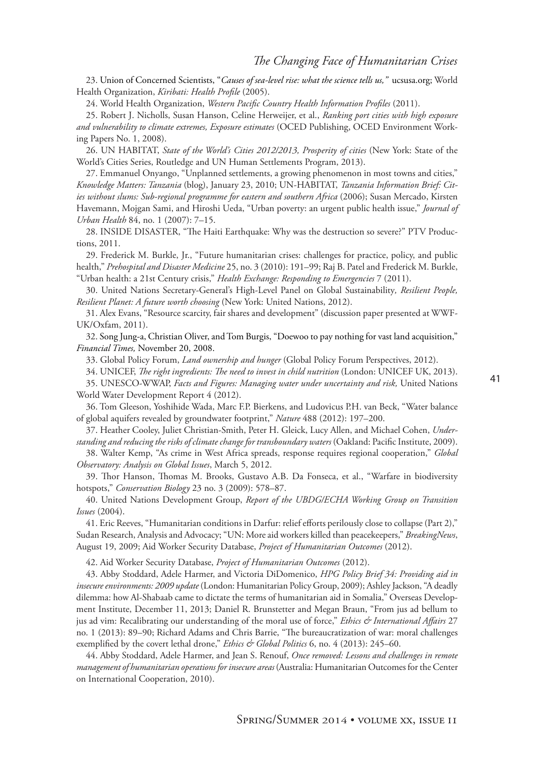23. Union of Concerned Scientists, "*Causes of sea-level rise: what the science tells us,*" ucsusa.org; World Health Organization, *Kiribati: Health Profile* (2005).

24. World Health Organization, *Western Pacific Country Health Information Profiles* (2011).

25. Robert J. Nicholls, Susan Hanson, Celine Herweijer, et al., *Ranking port cities with high exposure and vulnerability to climate extremes, Exposure estimates* (OCED Publishing, OCED Environment Working Papers No. 1, 2008).

26. UN HABITAT, *State of the World's Cities 2012/2013, Prosperity of cities* (New York: State of the World's Cities Series, Routledge and UN Human Settlements Program, 2013).

27. Emmanuel Onyango, "Unplanned settlements, a growing phenomenon in most towns and cities," *Knowledge Matters: Tanzania* (blog), January 23, 2010; UN-HABITAT, *Tanzania Information Brief: Cities without slums: Sub-regional programme for eastern and southern Africa* (2006); Susan Mercado, Kirsten Havemann, Mojgan Sami, and Hiroshi Ueda, "Urban poverty: an urgent public health issue," *Journal of Urban Health* 84, no. 1 (2007): 7–15.

28. INSIDE DISASTER, "The Haiti Earthquake: Why was the destruction so severe?" PTV Productions, 2011.

29. Frederick M. Burkle, Jr., "Future humanitarian crises: challenges for practice, policy, and public health," *Prehospital and Disaster Medicine* 25, no. 3 (2010): 191–99; Raj B. Patel and Frederick M. Burkle, "Urban health: a 21st Century crisis," *Health Exchange: Responding to Emergencies* 7 (2011).

30. United Nations Secretary-General's High-Level Panel on Global Sustainability*, Resilient People, Resilient Planet: A future worth choosing* (New York: United Nations, 2012).

31. Alex Evans, "Resource scarcity, fair shares and development" (discussion paper presented at WWF-UK/Oxfam, 2011).

32. Song Jung-a, Christian Oliver, and Tom Burgis, "Doewoo to pay nothing for vast land acquisition," *Financial Times,* November 20, 2008.

33. Global Policy Forum, *Land ownership and hunger* (Global Policy Forum Perspectives, 2012).

34. UNICEF, *The right ingredients: The need to invest in child nutrition* (London: UNICEF UK, 2013).

35. UNESCO-WWAP, *Facts and Figures: Managing water under uncertainty and risk,* United Nations World Water Development Report 4 (2012).

36. Tom Gleeson, Yoshihide Wada, Marc F.P. Bierkens, and Ludovicus P.H. van Beck, "Water balance of global aquifers revealed by groundwater footprint," *Nature* 488 (2012): 197–200.

37. Heather Cooley, Juliet Christian-Smith, Peter H. Gleick, Lucy Allen, and Michael Cohen, *Understanding and reducing the risks of climate change for transboundary waters* (Oakland: Pacific Institute, 2009).

38. Walter Kemp, "As crime in West Africa spreads, response requires regional cooperation," *Global Observatory: Analysis on Global Issues*, March 5, 2012.

39. Thor Hanson, Thomas M. Brooks, Gustavo A.B. Da Fonseca, et al., "Warfare in biodiversity hotspots," *Conservation Biology* 23 no. 3 (2009): 578–87.

40. United Nations Development Group, *Report of the UBDG/ECHA Working Group on Transition Issues* (2004).

41. Eric Reeves, "Humanitarian conditions in Darfur: relief efforts perilously close to collapse (Part 2)," Sudan Research, Analysis and Advocacy; "UN: More aid workers killed than peacekeepers," *BreakingNews*, August 19, 2009; Aid Worker Security Database, *Project of Humanitarian Outcomes* (2012).

42. Aid Worker Security Database, *Project of Humanitarian Outcomes* (2012).

43. Abby Stoddard, Adele Harmer, and Victoria DiDomenico, *HPG Policy Brief 34: Providing aid in insecure environments: 2009 update* (London: Humanitarian Policy Group, 2009); Ashley Jackson, "A deadly dilemma: how Al-Shabaab came to dictate the terms of humanitarian aid in Somalia," Overseas Development Institute, December 11, 2013; Daniel R. Brunstetter and Megan Braun, "From jus ad bellum to jus ad vim: Recalibrating our understanding of the moral use of force," *Ethics & International Affairs* 27 no. 1 (2013): 89–90; Richard Adams and Chris Barrie, "The bureaucratization of war: moral challenges exemplified by the covert lethal drone," *Ethics & Global Politics* 6, no. 4 (2013): 245–60.

44. Abby Stoddard, Adele Harmer, and Jean S. Renouf, *Once removed: Lessons and challenges in remote management of humanitarian operations for insecure areas* (Australia: Humanitarian Outcomes for the Center on International Cooperation, 2010).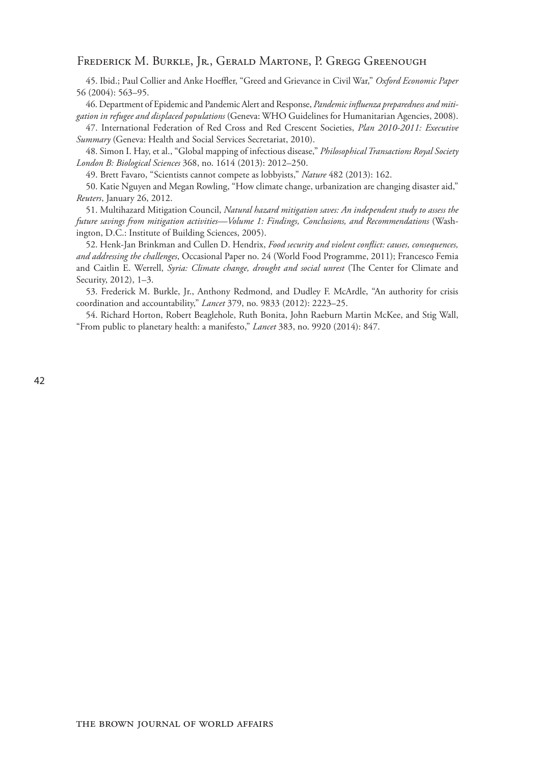45. Ibid.; Paul Collier and Anke Hoeffler, "Greed and Grievance in Civil War," *Oxford Economic Paper* 56 (2004): 563–95.

46. Department of Epidemic and Pandemic Alert and Response, *Pandemic influenza preparedness and mitigation in refugee and displaced populations* (Geneva: WHO Guidelines for Humanitarian Agencies, 2008).

47. International Federation of Red Cross and Red Crescent Societies, *Plan 2010-2011: Executive Summary* (Geneva: Health and Social Services Secretariat, 2010).

48. Simon I. Hay, et al., "Global mapping of infectious disease," *Philosophical Transactions Royal Society London B: Biological Sciences* 368, no. 1614 (2013): 2012–250.

49. Brett Favaro, "Scientists cannot compete as lobbyists," *Nature* 482 (2013): 162.

50. Katie Nguyen and Megan Rowling, "How climate change, urbanization are changing disaster aid," *Reuters*, January 26, 2012.

51. Multihazard Mitigation Council, *Natural hazard mitigation saves: An independent study to assess the future savings from mitigation activities—Volume 1: Findings, Conclusions, and Recommendations* (Washington, D.C.: Institute of Building Sciences, 2005).

52. Henk-Jan Brinkman and Cullen D. Hendrix, *Food security and violent conflict: causes, consequences, and addressing the challenges*, Occasional Paper no. 24 (World Food Programme, 2011); Francesco Femia and Caitlin E. Werrell, *Syria: Climate change, drought and social unrest* (The Center for Climate and Security, 2012), 1–3.

53. Frederick M. Burkle, Jr., Anthony Redmond, and Dudley F. McArdle, "An authority for crisis coordination and accountability," *Lancet* 379, no. 9833 (2012): 2223–25.

54. Richard Horton, Robert Beaglehole, Ruth Bonita, John Raeburn Martin McKee, and Stig Wall, "From public to planetary health: a manifesto," *Lancet* 383, no. 9920 (2014): 847.